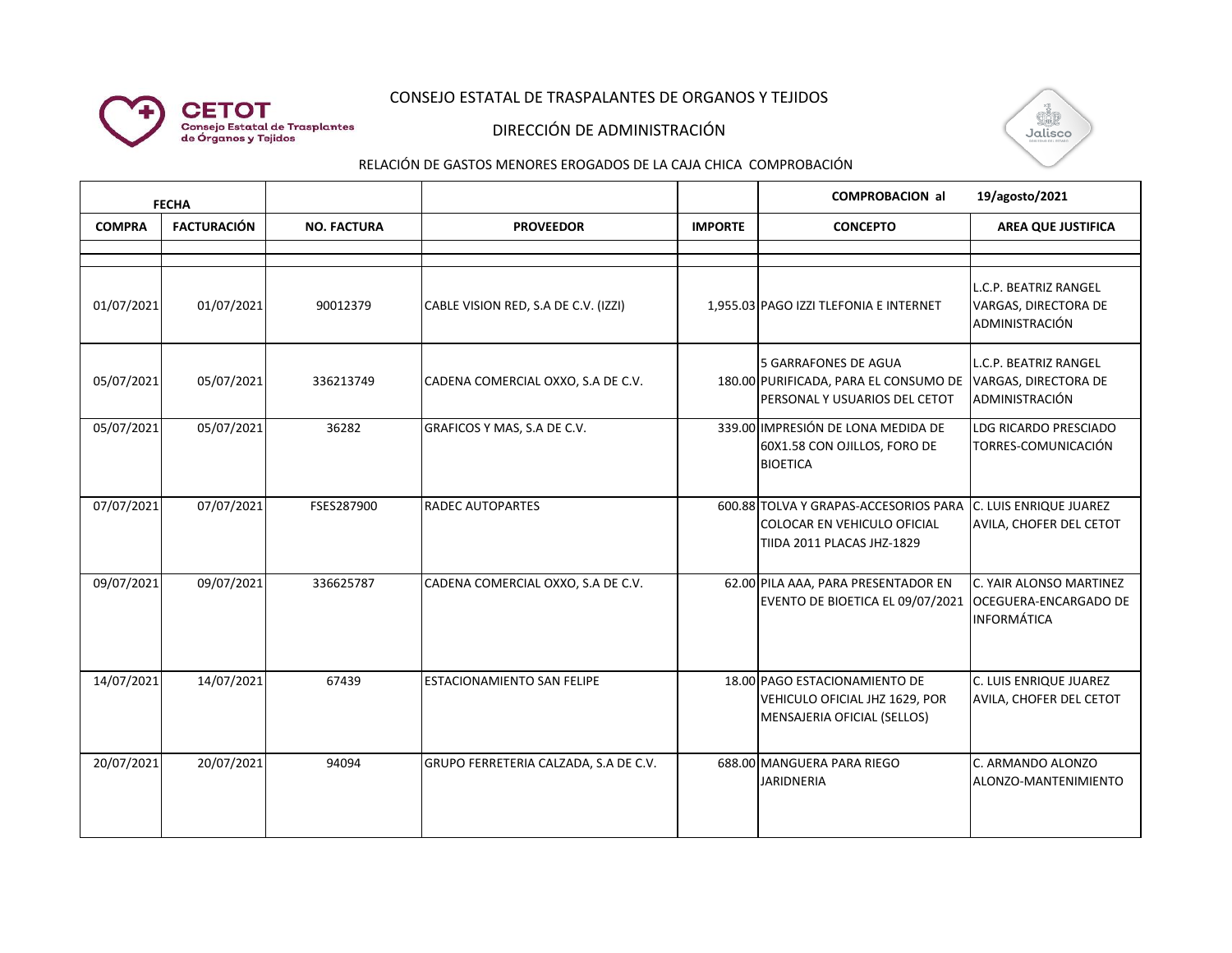CONSEJO ESTATAL DE TRASPALANTES DE ORGANOS Y TEJIDOS

DIRECCIÓN DE ADMINISTRACIÓN

RELACIÓN DE GASTOS MENORES EROGADOS DE LA CAJA CHICA COMPROBACIÓN

| FECHA | | | | | COMPROBACION al | 19/agosto/2021 |
|---|---|---|---|---|---|---|
| COMPRA | FACTURACIÓN | NO. FACTURA | PROVEEDOR | IMPORTE | CONCEPTO | AREA QUE JUSTIFICA |
| 01/07/2021 | 01/07/2021 | 90012379 | CABLE VISION RED, S.A DE C.V. (IZZI) | 1,955.03 | PAGO IZZI TLEFONIA E INTERNET | L.C.P. BEATRIZ RANGEL VARGAS, DIRECTORA DE ADMINISTRACIÓN |
| 05/07/2021 | 05/07/2021 | 336213749 | CADENA COMERCIAL OXXO, S.A DE C.V. | 180.00 | 5 GARRAFONES DE AGUA PURIFICADA, PARA EL CONSUMO DE PERSONAL Y USUARIOS DEL CETOT | L.C.P. BEATRIZ RANGEL VARGAS, DIRECTORA DE ADMINISTRACIÓN |
| 05/07/2021 | 05/07/2021 | 36282 | GRAFICOS Y MAS, S.A DE C.V. | 339.00 | IMPRESIÓN DE LONA MEDIDA DE 60X1.58 CON OJILLOS, FORO DE BIOETICA | LDG RICARDO PRESCIADO TORRES-COMUNICACIÓN |
| 07/07/2021 | 07/07/2021 | FSES287900 | RADEC AUTOPARTES | 600.88 | TOLVA Y GRAPAS-ACCESORIOS PARA COLOCAR EN VEHICULO OFICIAL TIIDA 2011 PLACAS JHZ-1829 | C. LUIS ENRIQUE JUAREZ AVILA, CHOFER DEL CETOT |
| 09/07/2021 | 09/07/2021 | 336625787 | CADENA COMERCIAL OXXO, S.A DE C.V. | 62.00 | PILA AAA, PARA PRESENTADOR EN EVENTO DE BIOETICA EL 09/07/2021 | C. YAIR ALONSO MARTINEZ OCEGUERA-ENCARGADO DE INFORMÁTICA |
| 14/07/2021 | 14/07/2021 | 67439 | ESTACIONAMIENTO SAN FELIPE | 18.00 | PAGO ESTACIONAMIENTO DE VEHICULO OFICIAL JHZ 1629, POR MENSAJERIA OFICIAL (SELLOS) | C. LUIS ENRIQUE JUAREZ AVILA, CHOFER DEL CETOT |
| 20/07/2021 | 20/07/2021 | 94094 | GRUPO FERRETERIA CALZADA, S.A DE C.V. | 688.00 | MANGUERA PARA RIEGO JARIDNERIA | C. ARMANDO ALONZO ALONZO-MANTENIMIENTO |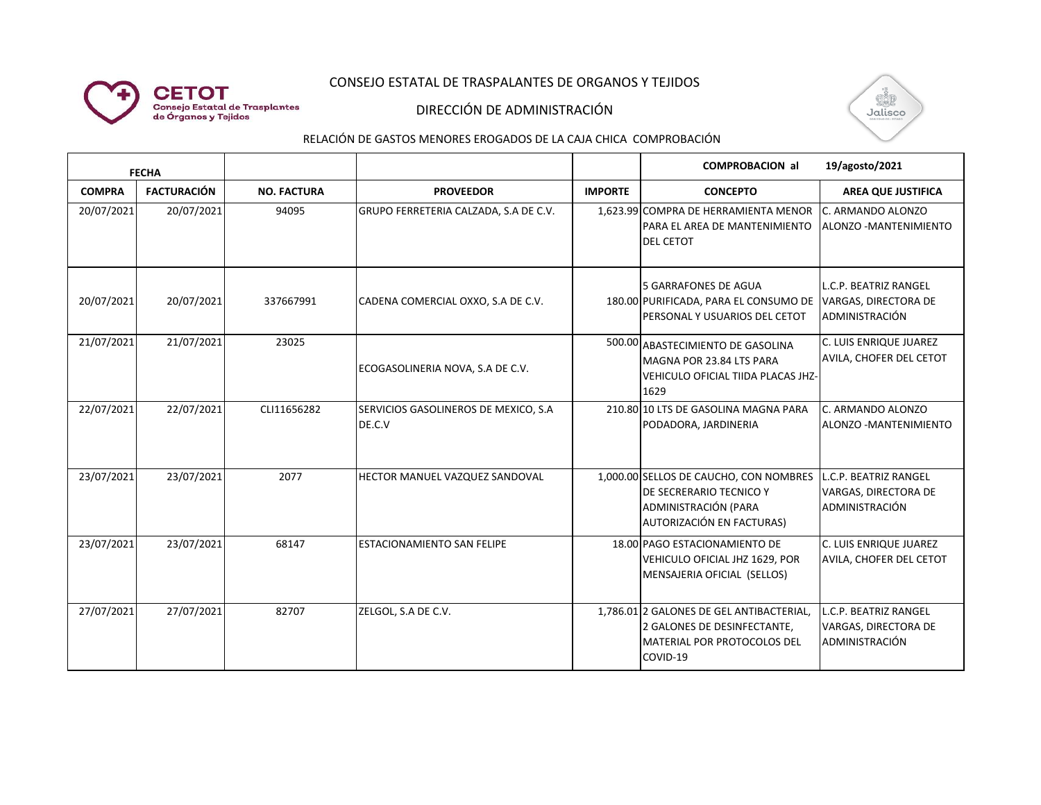CONSEJO ESTATAL DE TRASPALANTES DE ORGANOS Y TEJIDOS

DIRECCIÓN DE ADMINISTRACIÓN

RELACIÓN DE GASTOS MENORES EROGADOS DE LA CAJA CHICA COMPROBACIÓN

| FECHA | | | | | COMPROBACION al | 19/agosto/2021 |
|---|---|---|---|---|---|---|
| **COMPRA** | **FACTURACIÓN** | **NO. FACTURA** | **PROVEEDOR** | **IMPORTE** | **CONCEPTO** | **AREA QUE JUSTIFICA** |
| 20/07/2021 | 20/07/2021 | 94095 | GRUPO FERRETERIA CALZADA, S.A DE C.V. | 1,623.99 | COMPRA DE HERRAMIENTA MENOR PARA EL AREA DE MANTENIMIENTO DEL CETOT | C. ARMANDO ALONZO ALONZO -MANTENIMIENTO |
| 20/07/2021 | 20/07/2021 | 337667991 | CADENA COMERCIAL OXXO, S.A DE C.V. | 180.00 | 5 GARRAFONES DE AGUA PURIFICADA, PARA EL CONSUMO DE PERSONAL Y USUARIOS DEL CETOT | L.C.P. BEATRIZ RANGEL VARGAS, DIRECTORA DE ADMINISTRACIÓN |
| 21/07/2021 | 21/07/2021 | 23025 | ECOGASOLINERIA NOVA, S.A DE C.V. | 500.00 | ABASTECIMIENTO DE GASOLINA MAGNA POR 23.84 LTS PARA VEHICULO OFICIAL TIIDA PLACAS JHZ-1629 | C. LUIS ENRIQUE JUAREZ AVILA, CHOFER DEL CETOT |
| 22/07/2021 | 22/07/2021 | CLI11656282 | SERVICIOS GASOLINEROS DE MEXICO, S.A DE.C.V | 210.80 | 10 LTS DE GASOLINA MAGNA PARA PODADORA, JARDINERIA | C. ARMANDO ALONZO ALONZO -MANTENIMIENTO |
| 23/07/2021 | 23/07/2021 | 2077 | HECTOR MANUEL VAZQUEZ SANDOVAL | 1,000.00 | SELLOS DE CAUCHO, CON NOMBRES DE SECRERARIO TECNICO Y ADMINISTRACIÓN (PARA AUTORIZACIÓN EN FACTURAS) | L.C.P. BEATRIZ RANGEL VARGAS, DIRECTORA DE ADMINISTRACIÓN |
| 23/07/2021 | 23/07/2021 | 68147 | ESTACIONAMIENTO SAN FELIPE | 18.00 | PAGO ESTACIONAMIENTO DE VEHICULO OFICIAL JHZ 1629, POR MENSAJERIA OFICIAL (SELLOS) | C. LUIS ENRIQUE JUAREZ AVILA, CHOFER DEL CETOT |
| 27/07/2021 | 27/07/2021 | 82707 | ZELGOL, S.A DE C.V. | 1,786.01 | 2 GALONES DE GEL ANTIBACTERIAL, 2 GALONES DE DESINFECTANTE, MATERIAL POR PROTOCOLOS DEL COVID-19 | L.C.P. BEATRIZ RANGEL VARGAS, DIRECTORA DE ADMINISTRACIÓN |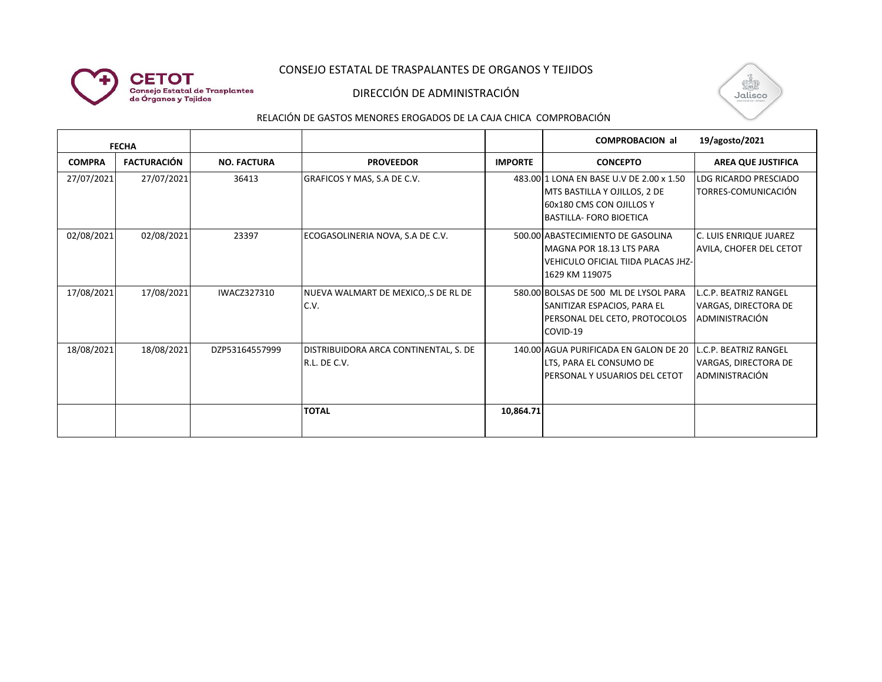CONSEJO ESTATAL DE TRASPALANTES DE ORGANOS Y TEJIDOS

DIRECCIÓN DE ADMINISTRACIÓN

RELACIÓN DE GASTOS MENORES EROGADOS DE LA CAJA CHICA COMPROBACIÓN

| FECHA | | | | | **COMPROBACION al** | **19/agosto/2021** |
|---|---|---|---|---|---|---|
| **COMPRA** | **FACTURACIÓN** | **NO. FACTURA** | **PROVEEDOR** | **IMPORTE** | **CONCEPTO** | **AREA QUE JUSTIFICA** |
| 27/07/2021 | 27/07/2021 | 36413 | GRAFICOS Y MAS, S.A DE C.V. | 483.00 | 1 LONA EN BASE U.V DE 2.00 x 1.50 MTS BASTILLA Y OJILLOS, 2 DE 60x180 CMS CON OJILLOS Y BASTILLA- FORO BIOETICA | LDG RICARDO PRESCIADO TORRES-COMUNICACIÓN |
| 02/08/2021 | 02/08/2021 | 23397 | ECOGASOLINERIA NOVA, S.A DE C.V. | 500.00 | ABASTECIMIENTO DE GASOLINA MAGNA POR 18.13 LTS PARA VEHICULO OFICIAL TIIDA PLACAS JHZ-1629 KM 119075 | C. LUIS ENRIQUE JUAREZ AVILA, CHOFER DEL CETOT |
| 17/08/2021 | 17/08/2021 | IWACZ327310 | NUEVA WALMART DE MEXICO,.S DE RL DE C.V. | 580.00 | BOLSAS DE 500 ML DE LYSOL PARA SANITIZAR ESPACIOS, PARA EL PERSONAL DEL CETO, PROTOCOLOS COVID-19 | L.C.P. BEATRIZ RANGEL VARGAS, DIRECTORA DE ADMINISTRACIÓN |
| 18/08/2021 | 18/08/2021 | DZP53164557999 | DISTRIBUIDORA ARCA CONTINENTAL, S. DE R.L. DE C.V. | 140.00 | AGUA PURIFICADA EN GALON DE 20 LTS, PARA EL CONSUMO DE PERSONAL Y USUARIOS DEL CETOT | L.C.P. BEATRIZ RANGEL VARGAS, DIRECTORA DE ADMINISTRACIÓN |
| | | | **TOTAL** | **10,864.71** | | |